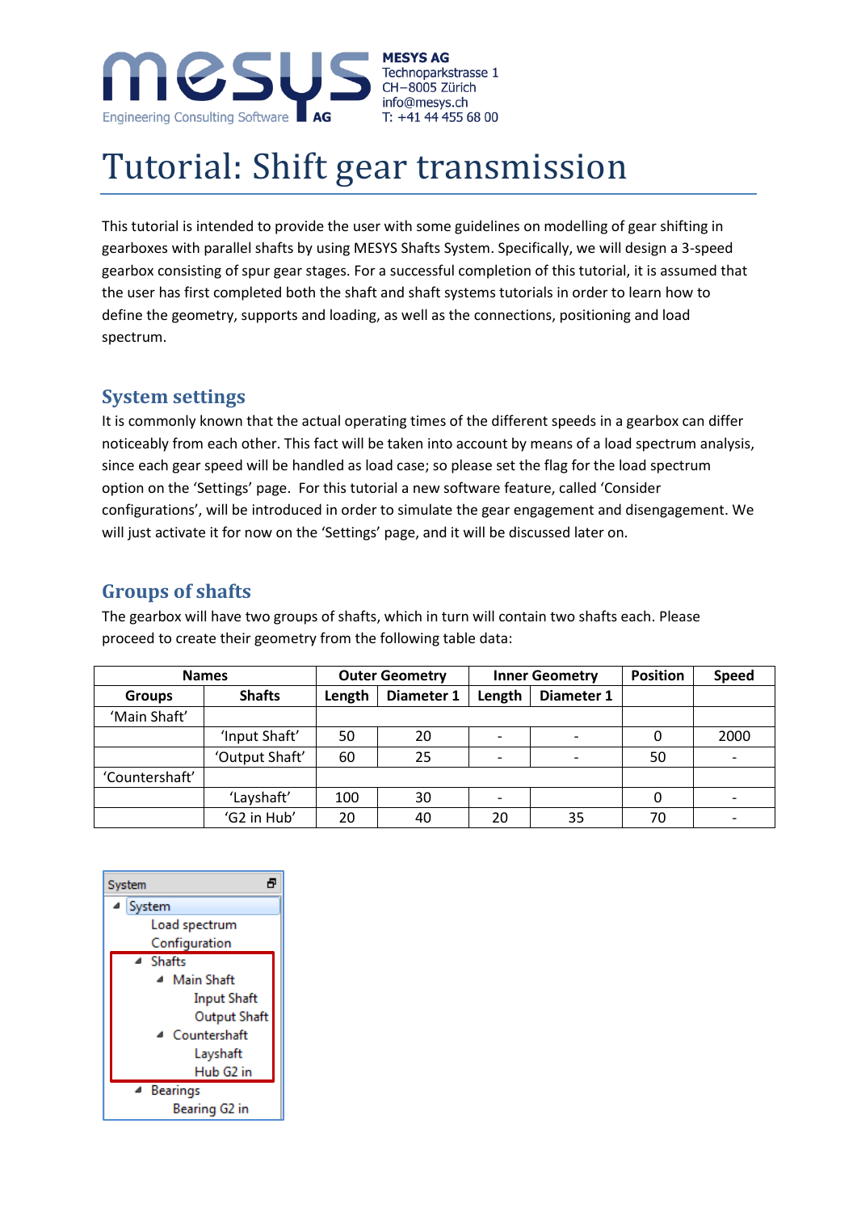MESYS AG
Technoparkstrasse 1
CH–8005 Zürich
info@mesys.ch
T: +41 44 455 68 00

# Tutorial: Shift gear transmission

This tutorial is intended to provide the user with some guidelines on modelling of gear shifting in gearboxes with parallel shafts by using MESYS Shafts System. Specifically, we will design a 3-speed gearbox consisting of spur gear stages. For a successful completion of this tutorial, it is assumed that the user has first completed both the shaft and shaft systems tutorials in order to learn how to define the geometry, supports and loading, as well as the connections, positioning and load spectrum.

## System settings

It is commonly known that the actual operating times of the different speeds in a gearbox can differ noticeably from each other. This fact will be taken into account by means of a load spectrum analysis, since each gear speed will be handled as load case; so please set the flag for the load spectrum option on the 'Settings' page. For this tutorial a new software feature, called 'Consider configurations', will be introduced in order to simulate the gear engagement and disengagement. We will just activate it for now on the 'Settings' page, and it will be discussed later on.

## Groups of shafts

The gearbox will have two groups of shafts, which in turn will contain two shafts each. Please proceed to create their geometry from the following table data:

| Names | | Outer Geometry | | Inner Geometry | | Position | Speed |
|---|---|---|---|---|---|---|---|
| Groups | Shafts | Length | Diameter 1 | Length | Diameter 1 | | |
| 'Main Shaft' | | | | | | | |
| | 'Input Shaft' | 50 | 20 | - | - | 0 | 2000 |
| | 'Output Shaft' | 60 | 25 | - | - | 50 | - |
| 'Countershaft' | | | | | | | |
| | 'Layshaft' | 100 | 30 | - | | 0 | - |
| | 'G2 in Hub' | 20 | 40 | 20 | 35 | 70 | - |

System
- System
  - Load spectrum
  - Configuration
  - Shafts
    - Main Shaft
      - Input Shaft
      - Output Shaft
    - Countershaft
      - Layshaft
      - Hub G2 in
  - Bearings
    - Bearing G2 in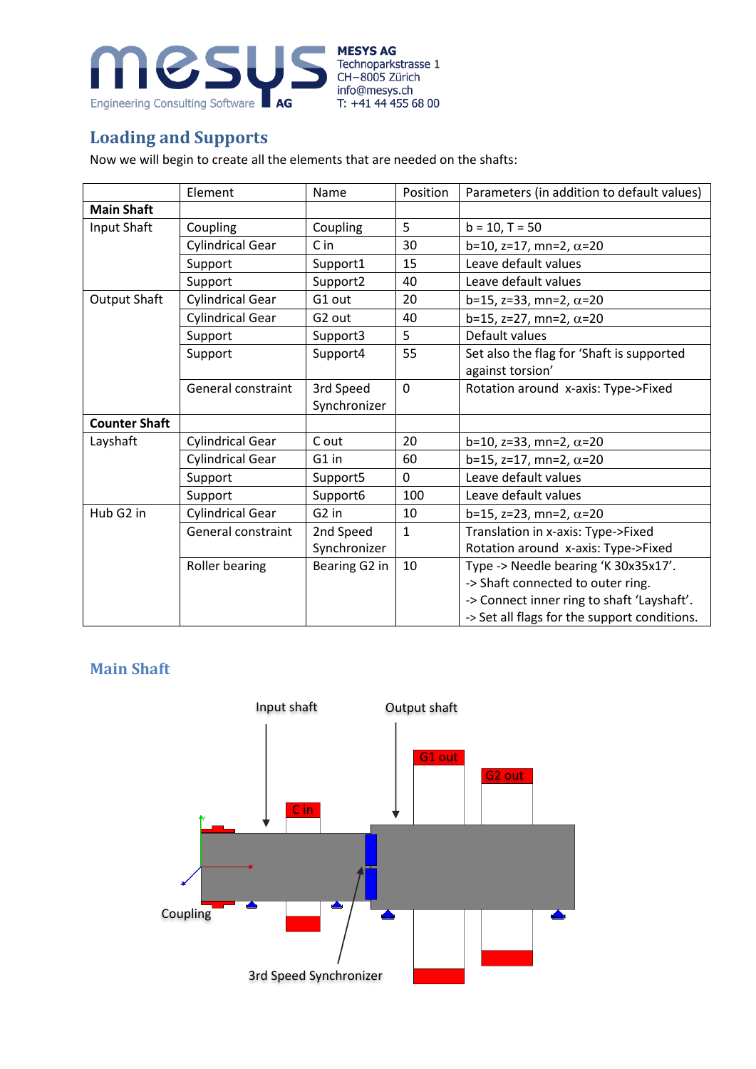## Loading and Supports

Now we will begin to create all the elements that are needed on the shafts:

| | Element | Name | Position | Parameters (in addition to default values) |
|---|---|---|---|---|
| **Main Shaft** | | | | |
| Input Shaft | Coupling | Coupling | 5 | b = 10, T = 50 |
| | Cylindrical Gear | C in | 30 | b=10, z=17, mn=2, $\alpha$=20 |
| | Support | Support1 | 15 | Leave default values |
| | Support | Support2 | 40 | Leave default values |
| Output Shaft | Cylindrical Gear | G1 out | 20 | b=15, z=33, mn=2, $\alpha$=20 |
| | Cylindrical Gear | G2 out | 40 | b=15, z=27, mn=2, $\alpha$=20 |
| | Support | Support3 | 5 | Default values |
| | Support | Support4 | 55 | Set also the flag for 'Shaft is supported against torsion' |
| | General constraint | 3rd Speed Synchronizer | 0 | Rotation around x-axis: Type->Fixed |
| **Counter Shaft** | | | | |
| Layshaft | Cylindrical Gear | C out | 20 | b=10, z=33, mn=2, $\alpha$=20 |
| | Cylindrical Gear | G1 in | 60 | b=15, z=17, mn=2, $\alpha$=20 |
| | Support | Support5 | 0 | Leave default values |
| | Support | Support6 | 100 | Leave default values |
| Hub G2 in | Cylindrical Gear | G2 in | 10 | b=15, z=23, mn=2, $\alpha$=20 |
| | General constraint | 2nd Speed Synchronizer | 1 | Translation in x-axis: Type->Fixed<br>Rotation around x-axis: Type->Fixed |
| | Roller bearing | Bearing G2 in | 10 | Type -> Needle bearing 'K 30x35x17'.<br>-> Shaft connected to outer ring.<br>-> Connect inner ring to shaft 'Layshaft'.<br>-> Set all flags for the support conditions. |

## Main Shaft

Input shaft

Output shaft

G1 out

G2 out

C in

Coupling

3rd Speed Synchronizer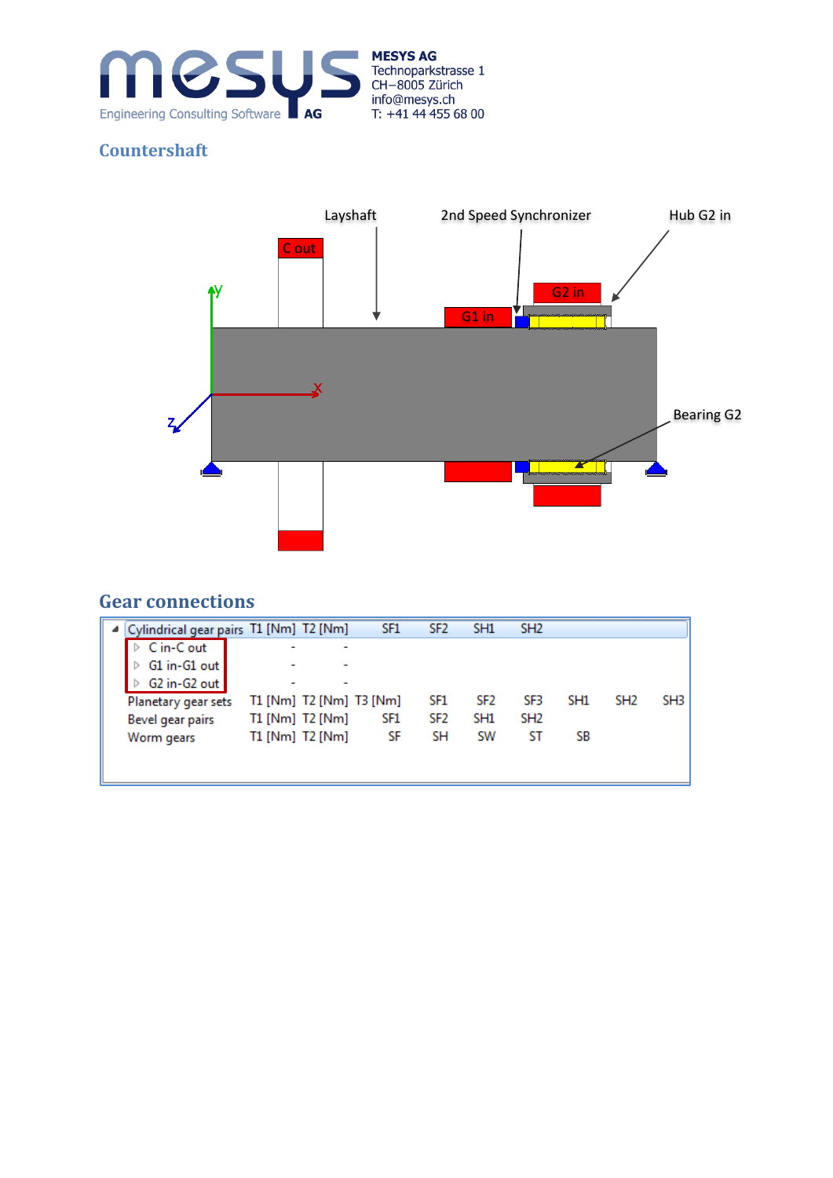## Countershaft

Layshaft    2nd Speed Synchronizer    Hub G2 in

C out    G1 in    G2 in

Bearing G2

## Gear connections

| Cylindrical gear pairs | T1 [Nm] | T2 [Nm] | | SF1 | SF2 | SH1 | SH2 | | |
|---|---|---|---|---|---|---|---|---|---|
| C in-C out | - | - | | | | | | | |
| G1 in-G1 out | - | - | | | | | | | |
| G2 in-G2 out | - | - | | | | | | | |
| Planetary gear sets | T1 [Nm] | T2 [Nm] | T3 [Nm] | SF1 | SF2 | SF3 | SH1 | SH2 | SH3 |
| Bevel gear pairs | T1 [Nm] | T2 [Nm] | | SF1 | SF2 | SH1 | SH2 | | |
| Worm gears | T1 [Nm] | T2 [Nm] | | SF | SH | SW | ST | SB | |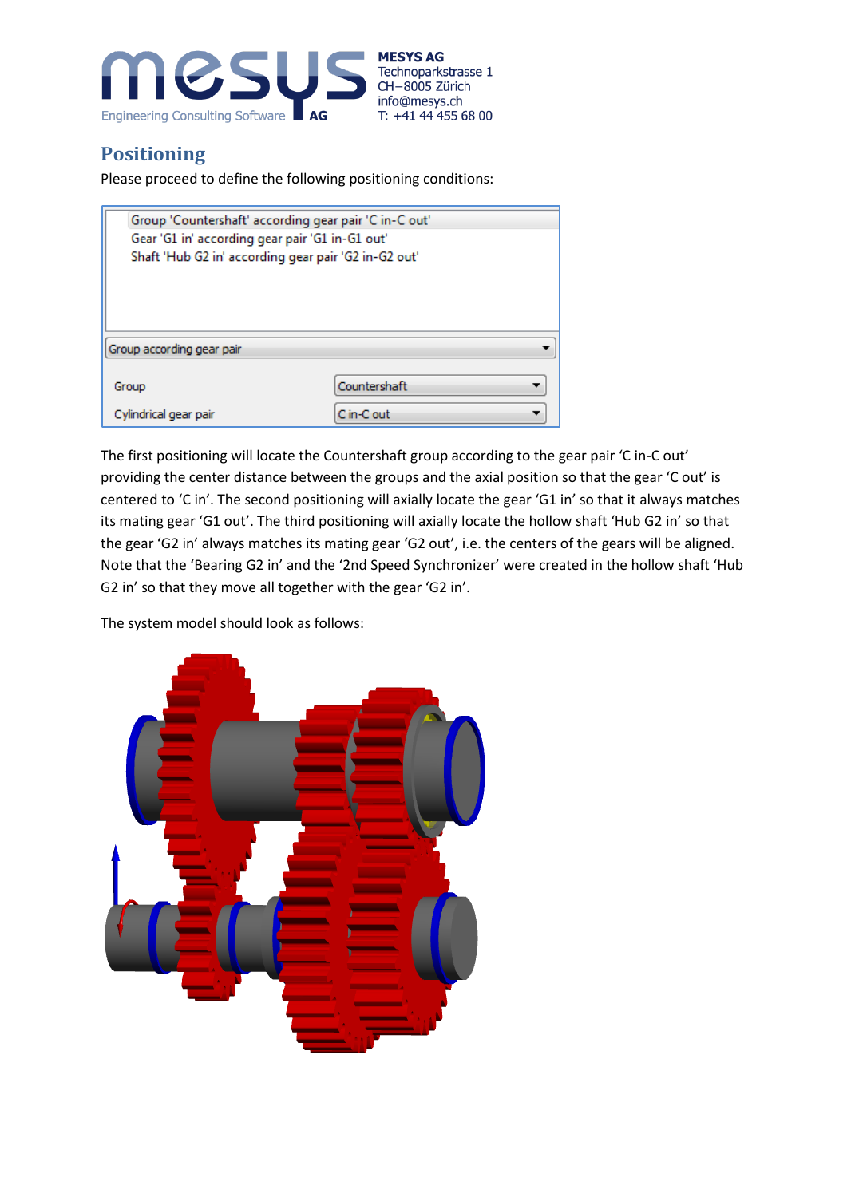## Positioning

Please proceed to define the following positioning conditions:

Group 'Countershaft' according gear pair 'C in-C out'
Gear 'G1 in' according gear pair 'G1 in-G1 out'
Shaft 'Hub G2 in' according gear pair 'G2 in-G2 out'

Group according gear pair

| | |
|---|---|
| Group | Countershaft |
| Cylindrical gear pair | C in-C out |

The first positioning will locate the Countershaft group according to the gear pair 'C in-C out' providing the center distance between the groups and the axial position so that the gear 'C out' is centered to 'C in'. The second positioning will axially locate the gear 'G1 in' so that it always matches its mating gear 'G1 out'. The third positioning will axially locate the hollow shaft 'Hub G2 in' so that the gear 'G2 in' always matches its mating gear 'G2 out', i.e. the centers of the gears will be aligned. Note that the 'Bearing G2 in' and the '2nd Speed Synchronizer' were created in the hollow shaft 'Hub G2 in' so that they move all together with the gear 'G2 in'.

The system model should look as follows: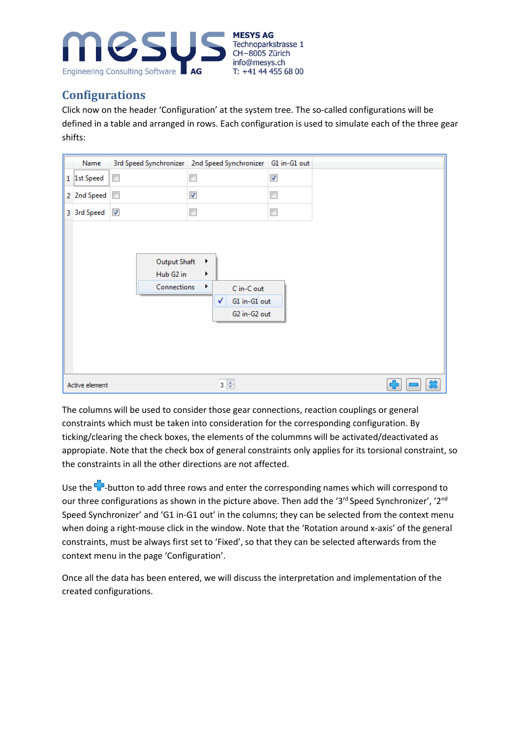# Configurations

Click now on the header 'Configuration' at the system tree. The so-called configurations will be defined in a table and arranged in rows. Each configuration is used to simulate each of the three gear shifts:

The columns will be used to consider those gear connections, reaction couplings or general constraints which must be taken into consideration for the corresponding configuration. By ticking/clearing the check boxes, the elements of the columnns will be activated/deactivated as appropiate. Note that the check box of general constraints only applies for its torsional constraint, so the constraints in all the other directions are not affected.

Use the -button to add three rows and enter the corresponding names which will correspond to our three configurations as shown in the picture above. Then add the '3[rd] Speed Synchronizer', '2[nd] Speed Synchronizer' and 'G1 in-G1 out' in the columns; they can be selected from the context menu when doing a right-mouse click in the window. Note that the 'Rotation around x-axis' of the general constraints, must be always first set to 'Fixed', so that they can be selected afterwards from the context menu in the page 'Configuration'.

Once all the data has been entered, we will discuss the interpretation and implementation of the created configurations.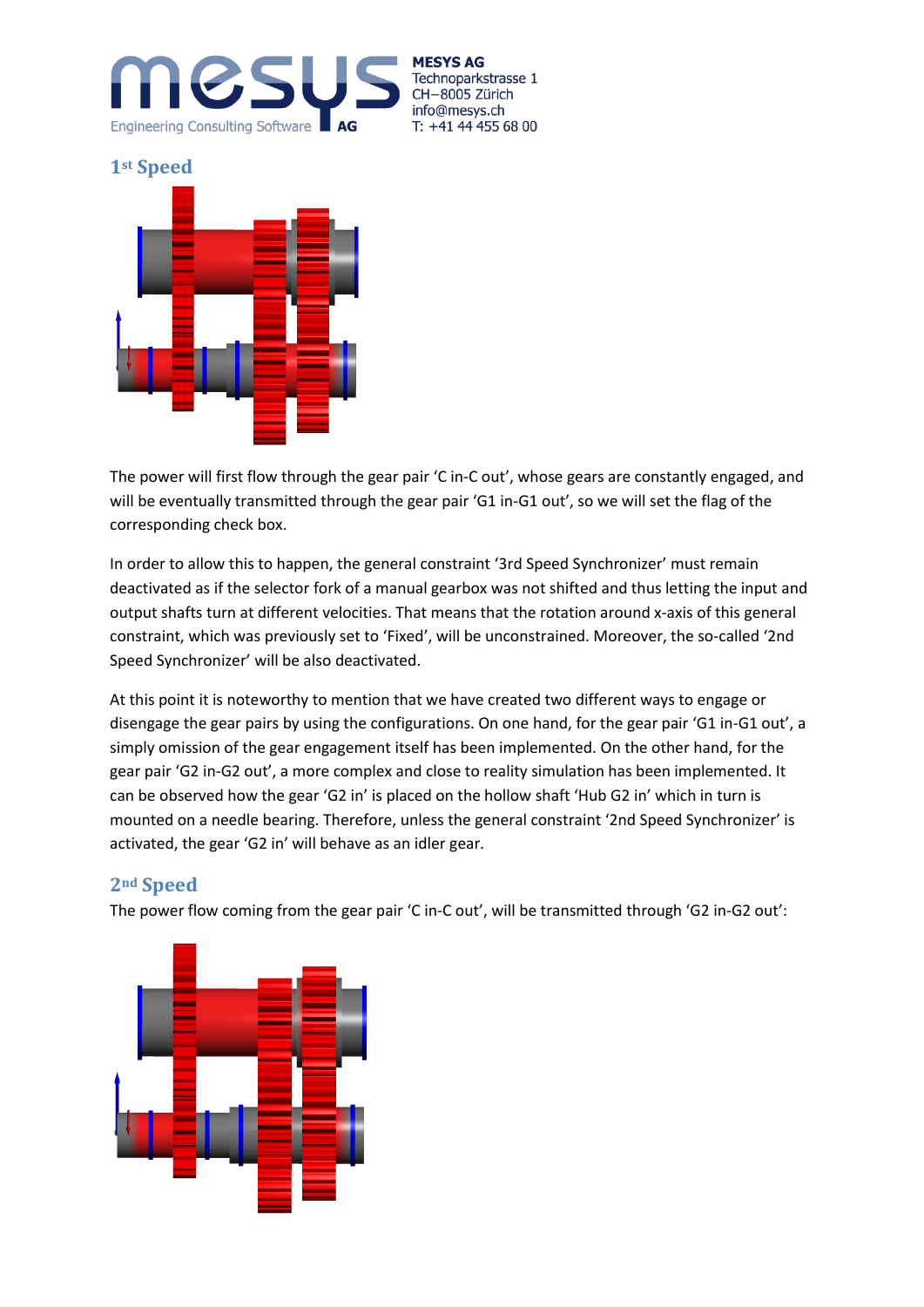## 1st Speed

The power will first flow through the gear pair 'C in-C out', whose gears are constantly engaged, and will be eventually transmitted through the gear pair 'G1 in-G1 out', so we will set the flag of the corresponding check box.

In order to allow this to happen, the general constraint '3rd Speed Synchronizer' must remain deactivated as if the selector fork of a manual gearbox was not shifted and thus letting the input and output shafts turn at different velocities. That means that the rotation around x-axis of this general constraint, which was previously set to 'Fixed', will be unconstrained. Moreover, the so-called '2nd Speed Synchronizer' will be also deactivated.

At this point it is noteworthy to mention that we have created two different ways to engage or disengage the gear pairs by using the configurations. On one hand, for the gear pair 'G1 in-G1 out', a simply omission of the gear engagement itself has been implemented. On the other hand, for the gear pair 'G2 in-G2 out', a more complex and close to reality simulation has been implemented. It can be observed how the gear 'G2 in' is placed on the hollow shaft 'Hub G2 in' which in turn is mounted on a needle bearing. Therefore, unless the general constraint '2nd Speed Synchronizer' is activated, the gear 'G2 in' will behave as an idler gear.

## 2nd Speed

The power flow coming from the gear pair 'C in-C out', will be transmitted through 'G2 in-G2 out':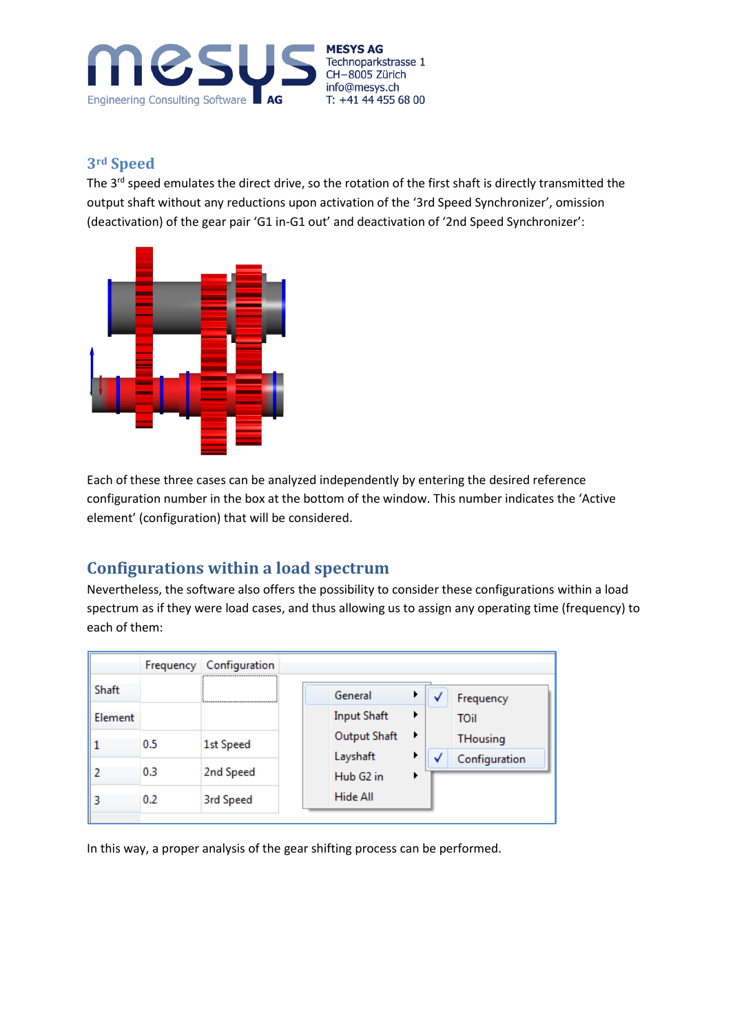### 3rd Speed

The 3rd speed emulates the direct drive, so the rotation of the first shaft is directly transmitted the output shaft without any reductions upon activation of the '3rd Speed Synchronizer', omission (deactivation) of the gear pair 'G1 in-G1 out' and deactivation of '2nd Speed Synchronizer':

Each of these three cases can be analyzed independently by entering the desired reference configuration number in the box at the bottom of the window. This number indicates the 'Active element' (configuration) that will be considered.

## Configurations within a load spectrum

Nevertheless, the software also offers the possibility to consider these configurations within a load spectrum as if they were load cases, and thus allowing us to assign any operating time (frequency) to each of them:

| | Frequency | Configuration |
|---|---|---|
| Shaft | | |
| Element | | |
| 1 | 0.5 | 1st Speed |
| 2 | 0.3 | 2nd Speed |
| 3 | 0.2 | 3rd Speed |

General
Input Shaft
Output Shaft
Layshaft
Hub G2 in
Hide All

✓ Frequency
TOil
THousing
✓ Configuration

In this way, a proper analysis of the gear shifting process can be performed.